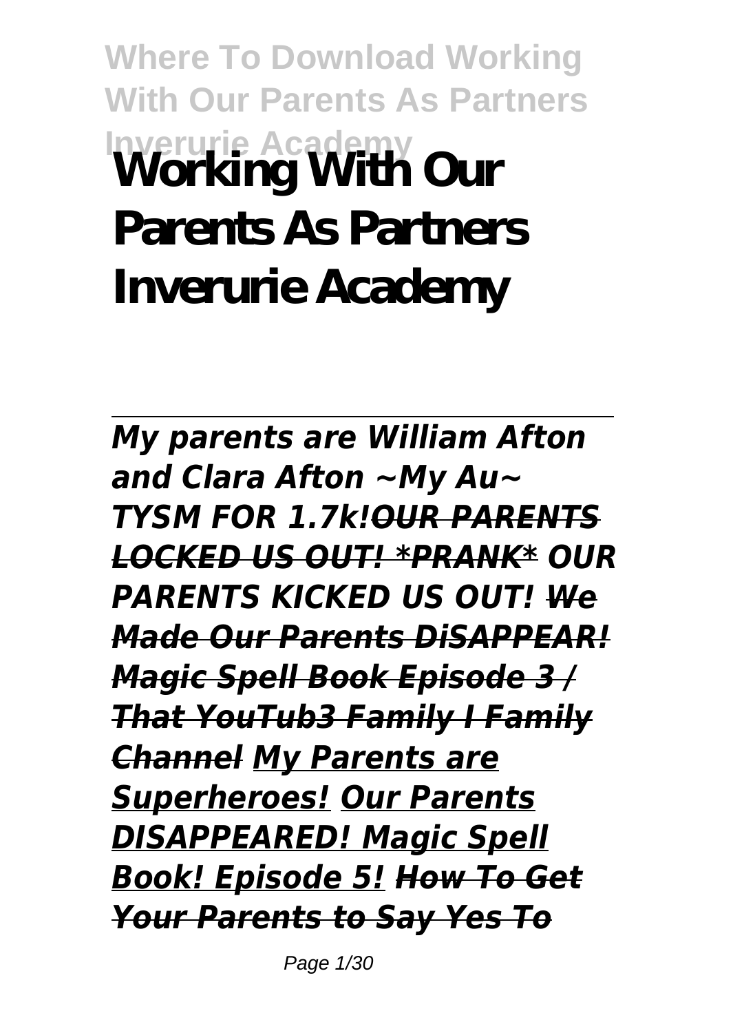# Working With Our Parents As Partners Inverurie Academy

*My parents are William Afton and Clara Afton ~My Au~ TYSM FOR 1.7k!OUR PARENTS LOCKED US OUT! *PRANK* OUR PARENTS KICKED US OUT! We Made Our Parents DiSAPPEAR! Magic Spell Book Episode 3 / That YouTub3 Family I Family Channel My Parents are Superheroes! Our Parents DISAPPEARED! Magic Spell Book! Episode 5! How To Get Your Parents to Say Yes To*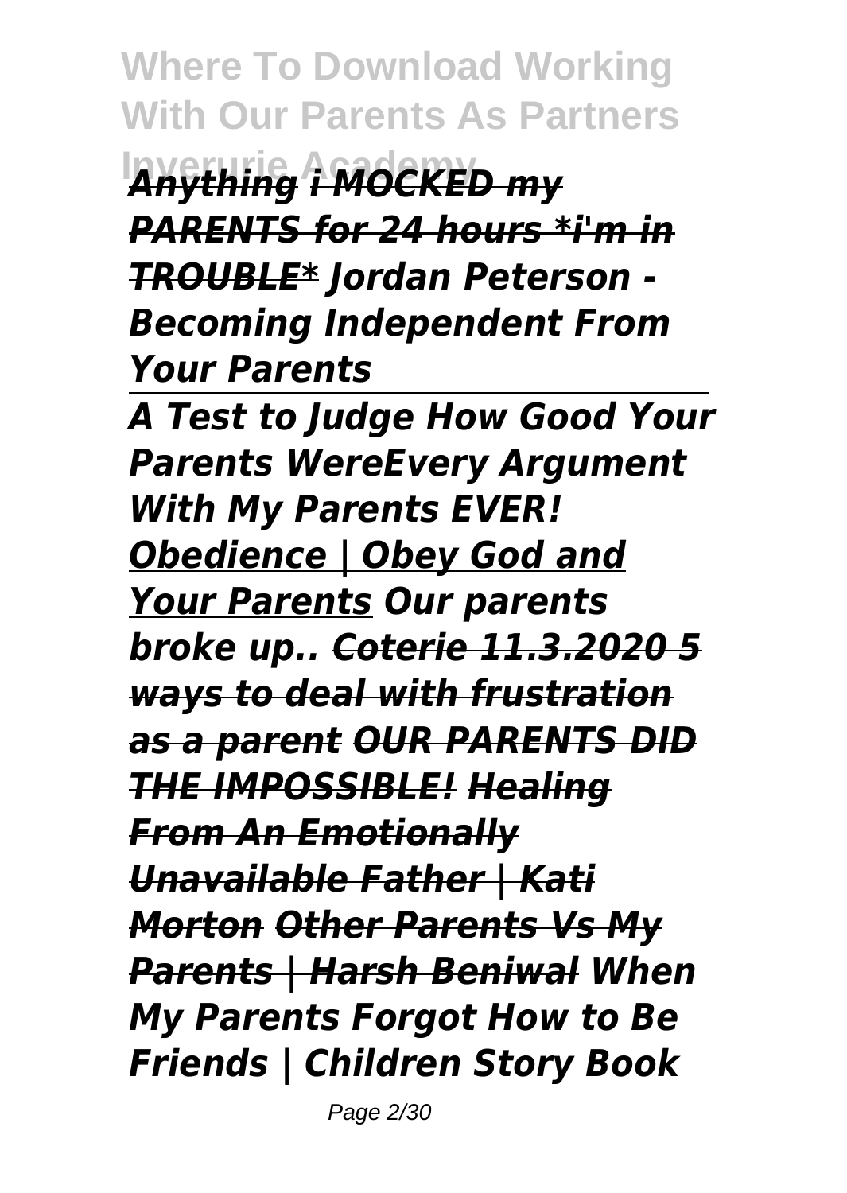*Anything i MOCKED my PARENTS for 24 hours *i'm in TROUBLE* Jordan Peterson - Becoming Independent From Your Parents*

---

*A Test to Judge How Good Your Parents WereEvery Argument With My Parents EVER! Obedience | Obey God and Your Parents Our parents broke up.. Coterie 11.3.2020 5 ways to deal with frustration as a parent OUR PARENTS DID THE IMPOSSIBLE! Healing From An Emotionally Unavailable Father | Kati Morton Other Parents Vs My Parents | Harsh Beniwal When My Parents Forgot How to Be Friends | Children Story Book*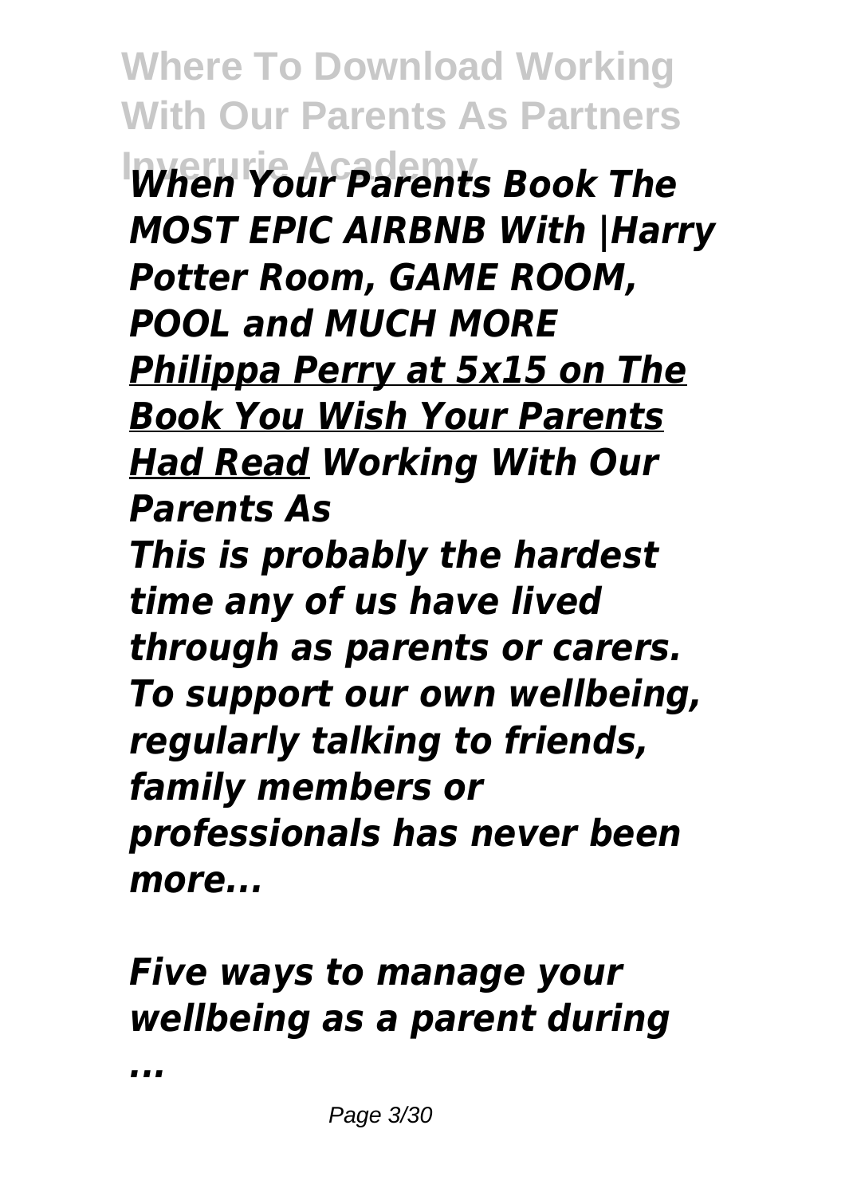*When Your Parents Book The MOST EPIC AIRBNB With |Harry Potter Room, GAME ROOM, POOL and MUCH MORE* ***Philippa Perry at 5x15 on The Book You Wish Your Parents Had Read*** ***Working With Our Parents As***

*This is probably the hardest time any of us have lived through as parents or carers. To support our own wellbeing, regularly talking to friends, family members or professionals has never been more...*

*Five ways to manage your wellbeing as a parent during ...*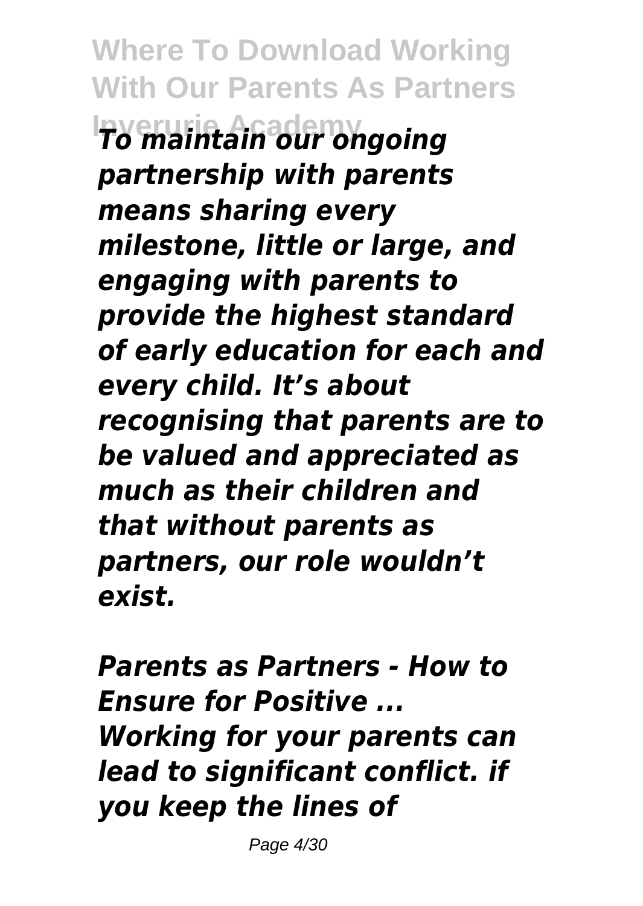*To maintain our ongoing partnership with parents means sharing every milestone, little or large, and engaging with parents to provide the highest standard of early education for each and every child. It’s about recognising that parents are to be valued and appreciated as much as their children and that without parents as partners, our role wouldn’t exist.*

*Parents as Partners - How to Ensure for Positive ...*
*Working for your parents can lead to significant conflict. if you keep the lines of*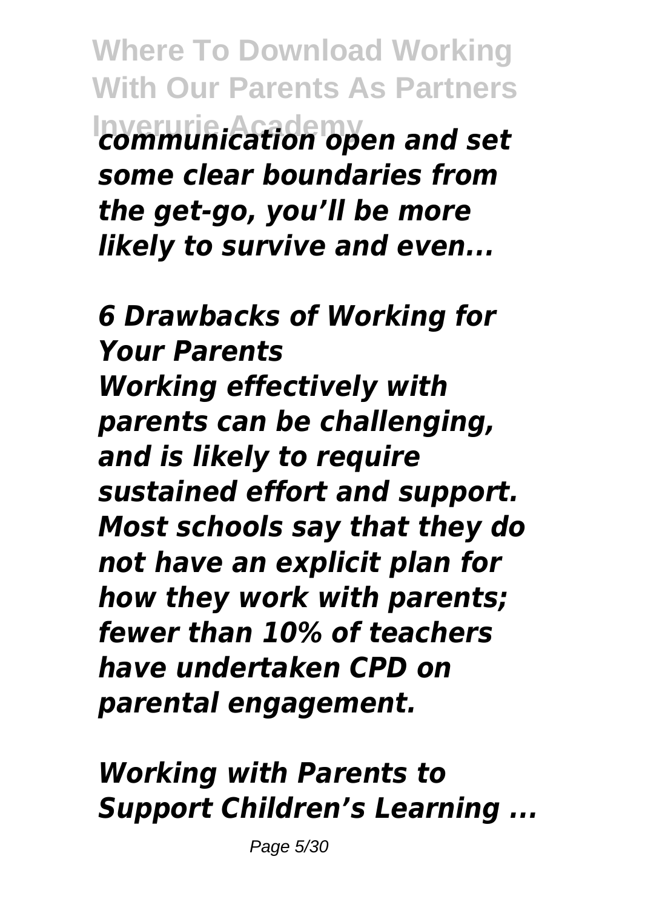*communication open and set some clear boundaries from the get-go, you'll be more likely to survive and even...*

*6 Drawbacks of Working for Your Parents*

*Working effectively with parents can be challenging, and is likely to require sustained effort and support. Most schools say that they do not have an explicit plan for how they work with parents; fewer than 10% of teachers have undertaken CPD on parental engagement.*

*Working with Parents to Support Children's Learning ...*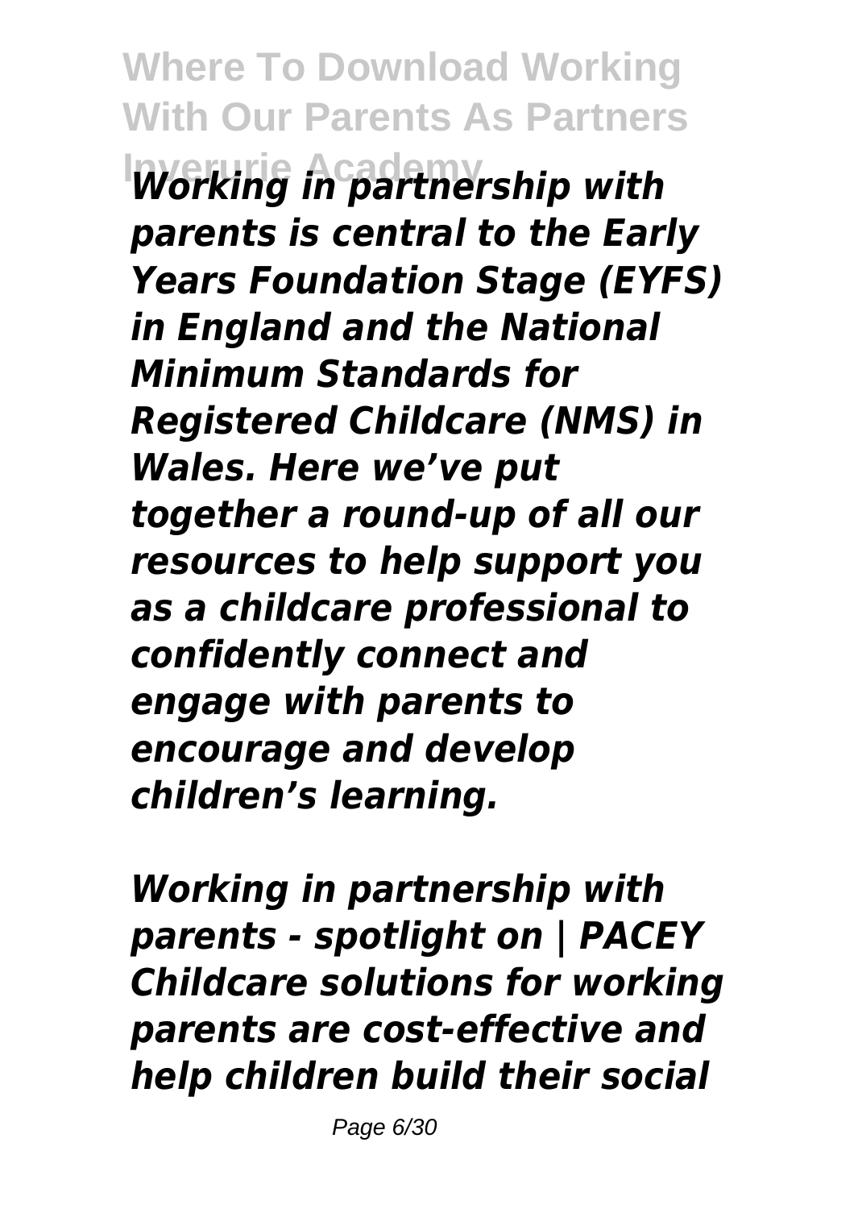*Working in partnership with parents is central to the Early Years Foundation Stage (EYFS) in England and the National Minimum Standards for Registered Childcare (NMS) in Wales. Here we've put together a round-up of all our resources to help support you as a childcare professional to confidently connect and engage with parents to encourage and develop children's learning.*

*Working in partnership with parents - spotlight on | PACEY*
*Childcare solutions for working parents are cost-effective and help children build their social*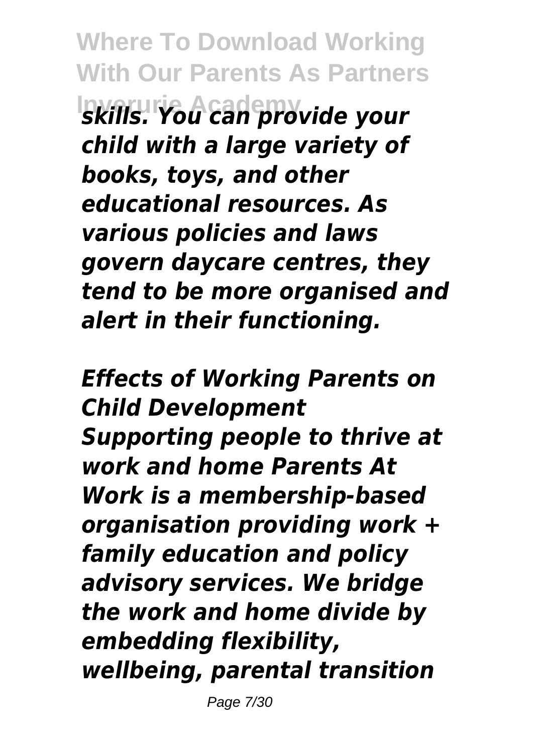*skills. You can provide your child with a large variety of books, toys, and other educational resources. As various policies and laws govern daycare centres, they tend to be more organised and alert in their functioning.*

***Effects of Working Parents on Child Development***

***Supporting people to thrive at work and home Parents At Work is a membership-based organisation providing work + family education and policy advisory services. We bridge the work and home divide by embedding flexibility, wellbeing, parental transition***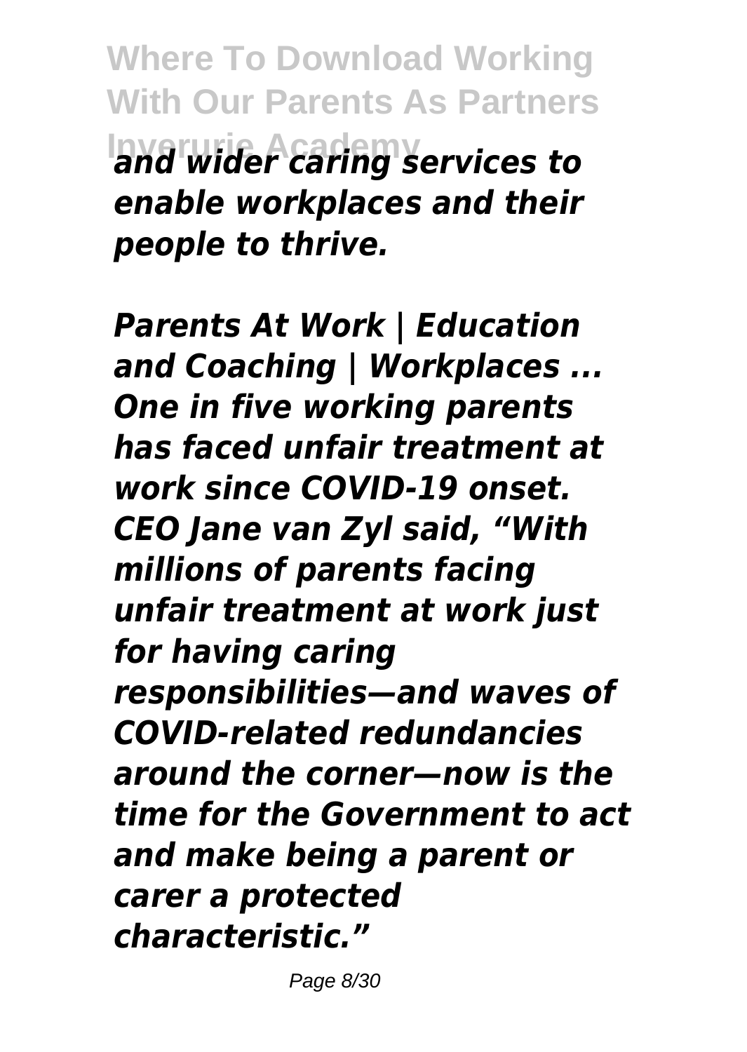*and wider caring services to enable workplaces and their people to thrive.*

***Parents At Work | Education and Coaching | Workplaces ...***

***One in five working parents has faced unfair treatment at work since COVID-19 onset. CEO Jane van Zyl said, "With millions of parents facing unfair treatment at work just for having caring responsibilities—and waves of COVID-related redundancies around the corner—now is the time for the Government to act and make being a parent or carer a protected characteristic."***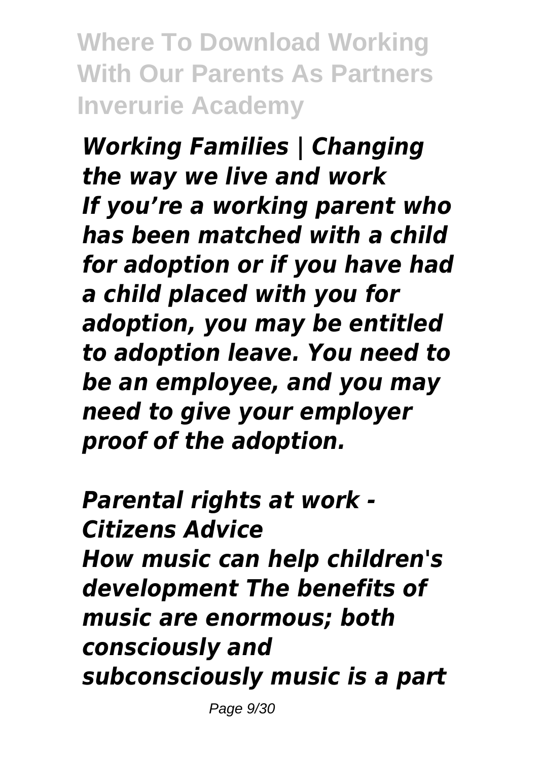Where To Download Working With Our Parents As Partners Inverurie Academy

***Working Families | Changing the way we live and work***

***If you're a working parent who has been matched with a child for adoption or if you have had a child placed with you for adoption, you may be entitled to adoption leave. You need to be an employee, and you may need to give your employer proof of the adoption.***

***Parental rights at work - Citizens Advice***

***How music can help children's development The benefits of music are enormous; both consciously and subconsciously music is a part***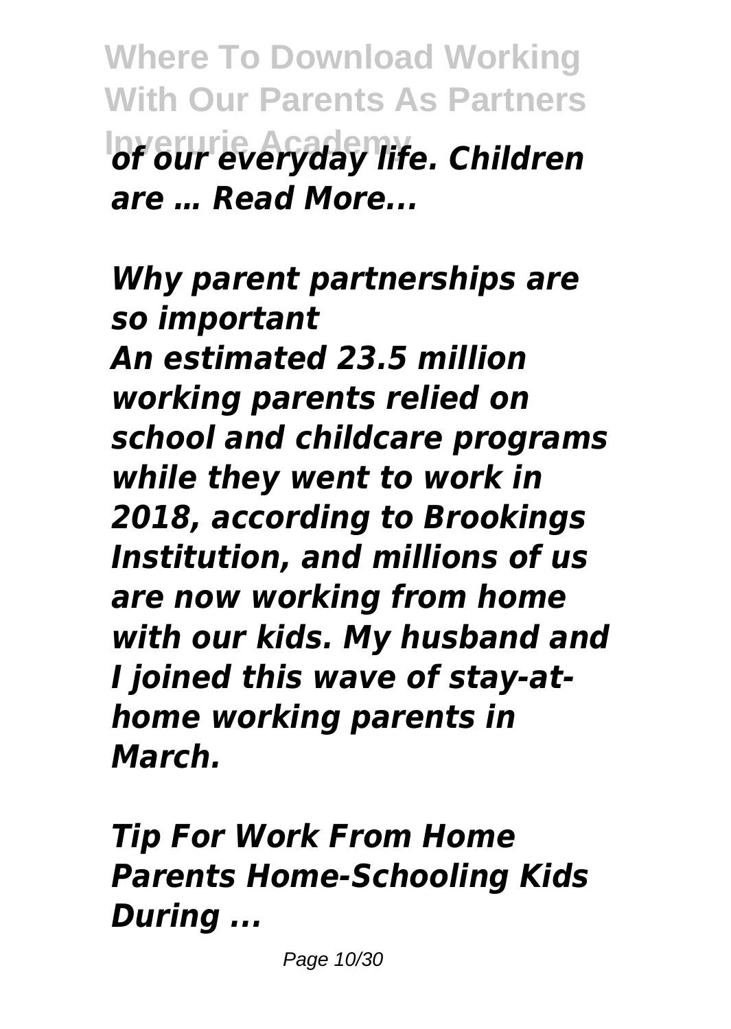*of our everyday life. Children are … Read More...*

***Why parent partnerships are so important***

***An estimated 23.5 million working parents relied on school and childcare programs while they went to work in 2018, according to Brookings Institution, and millions of us are now working from home with our kids. My husband and I joined this wave of stay-at-home working parents in March.***

***Tip For Work From Home Parents Home-Schooling Kids During ...***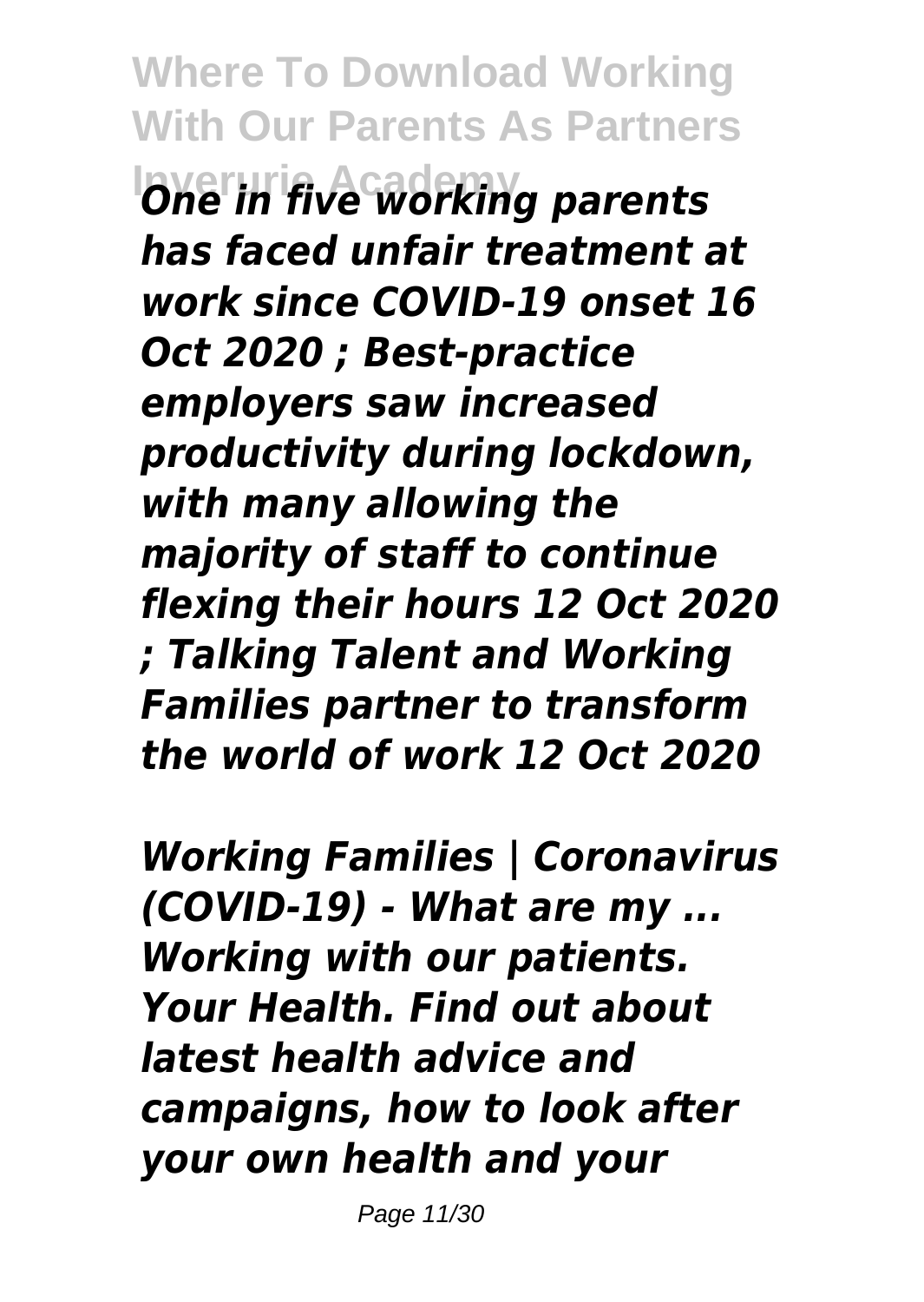*One in five working parents has faced unfair treatment at work since COVID-19 onset 16 Oct 2020 ; Best-practice employers saw increased productivity during lockdown, with many allowing the majority of staff to continue flexing their hours 12 Oct 2020 ; Talking Talent and Working Families partner to transform the world of work 12 Oct 2020*

*Working Families | Coronavirus (COVID-19) - What are my ...*
*Working with our patients. Your Health. Find out about latest health advice and campaigns, how to look after your own health and your*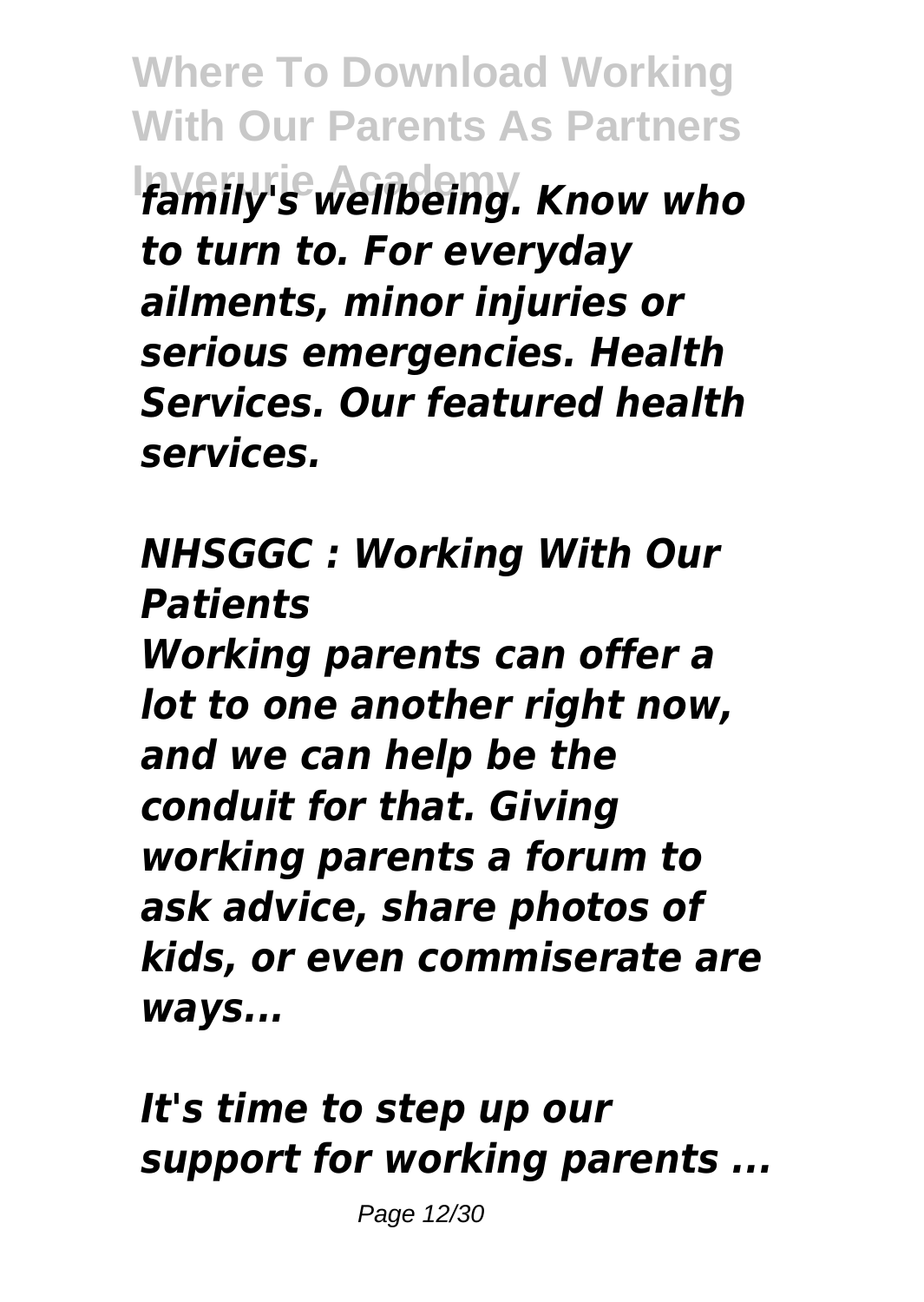*family's wellbeing. Know who to turn to. For everyday ailments, minor injuries or serious emergencies. Health Services. Our featured health services.*

*NHSGGC : Working With Our Patients*

*Working parents can offer a lot to one another right now, and we can help be the conduit for that. Giving working parents a forum to ask advice, share photos of kids, or even commiserate are ways...*

*It's time to step up our support for working parents ...*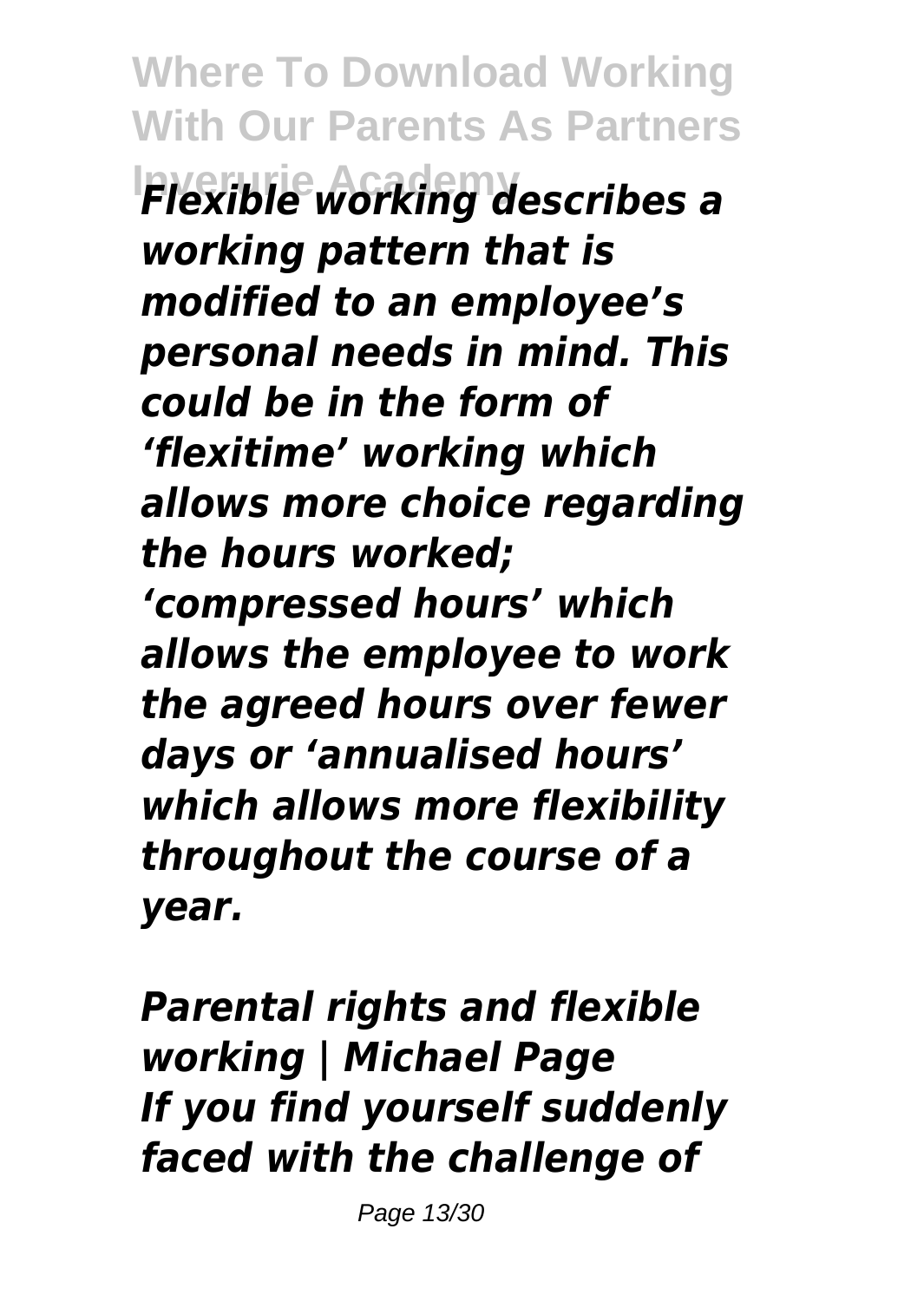*Flexible working describes a working pattern that is modified to an employee's personal needs in mind. This could be in the form of 'flexitime' working which allows more choice regarding the hours worked; 'compressed hours' which allows the employee to work the agreed hours over fewer days or 'annualised hours' which allows more flexibility throughout the course of a year.*

*Parental rights and flexible working | Michael Page*
*If you find yourself suddenly faced with the challenge of*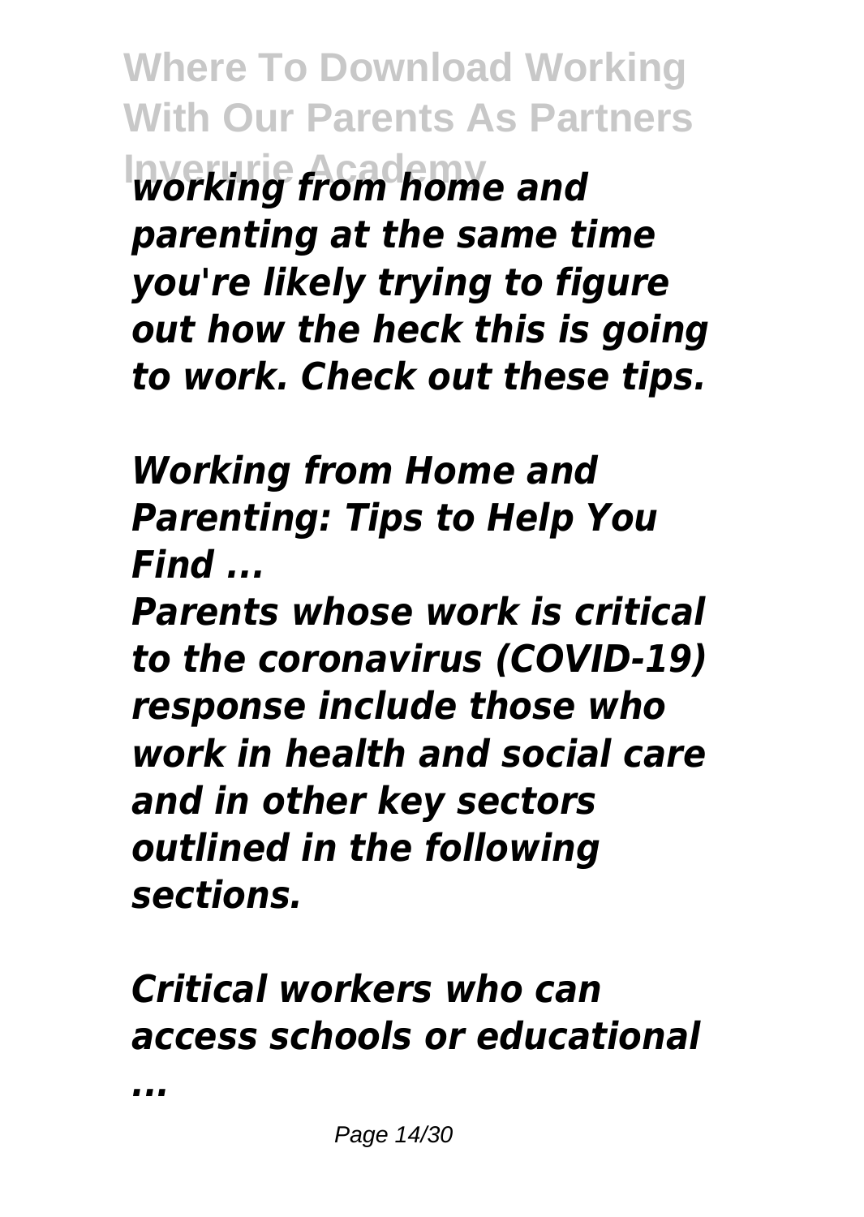*working from home and parenting at the same time you're likely trying to figure out how the heck this is going to work. Check out these tips.*

***Working from Home and Parenting: Tips to Help You Find ...***

***Parents whose work is critical to the coronavirus (COVID-19) response include those who work in health and social care and in other key sectors outlined in the following sections.***

***Critical workers who can access schools or educational ...***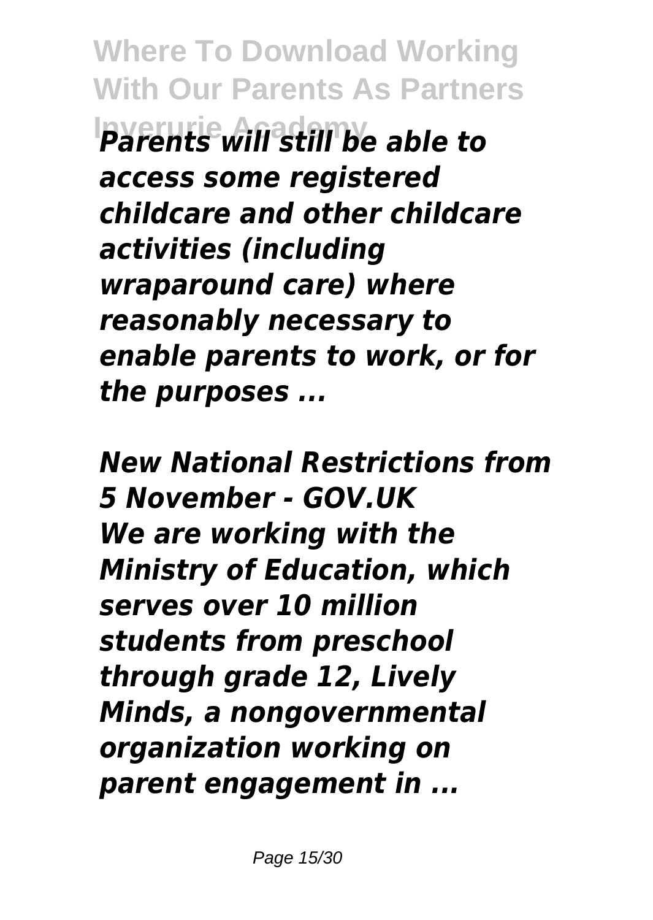*Parents will still be able to access some registered childcare and other childcare activities (including wraparound care) where reasonably necessary to enable parents to work, or for the purposes ...*

*New National Restrictions from 5 November - GOV.UK*

*We are working with the Ministry of Education, which serves over 10 million students from preschool through grade 12, Lively Minds, a nongovernmental organization working on parent engagement in ...*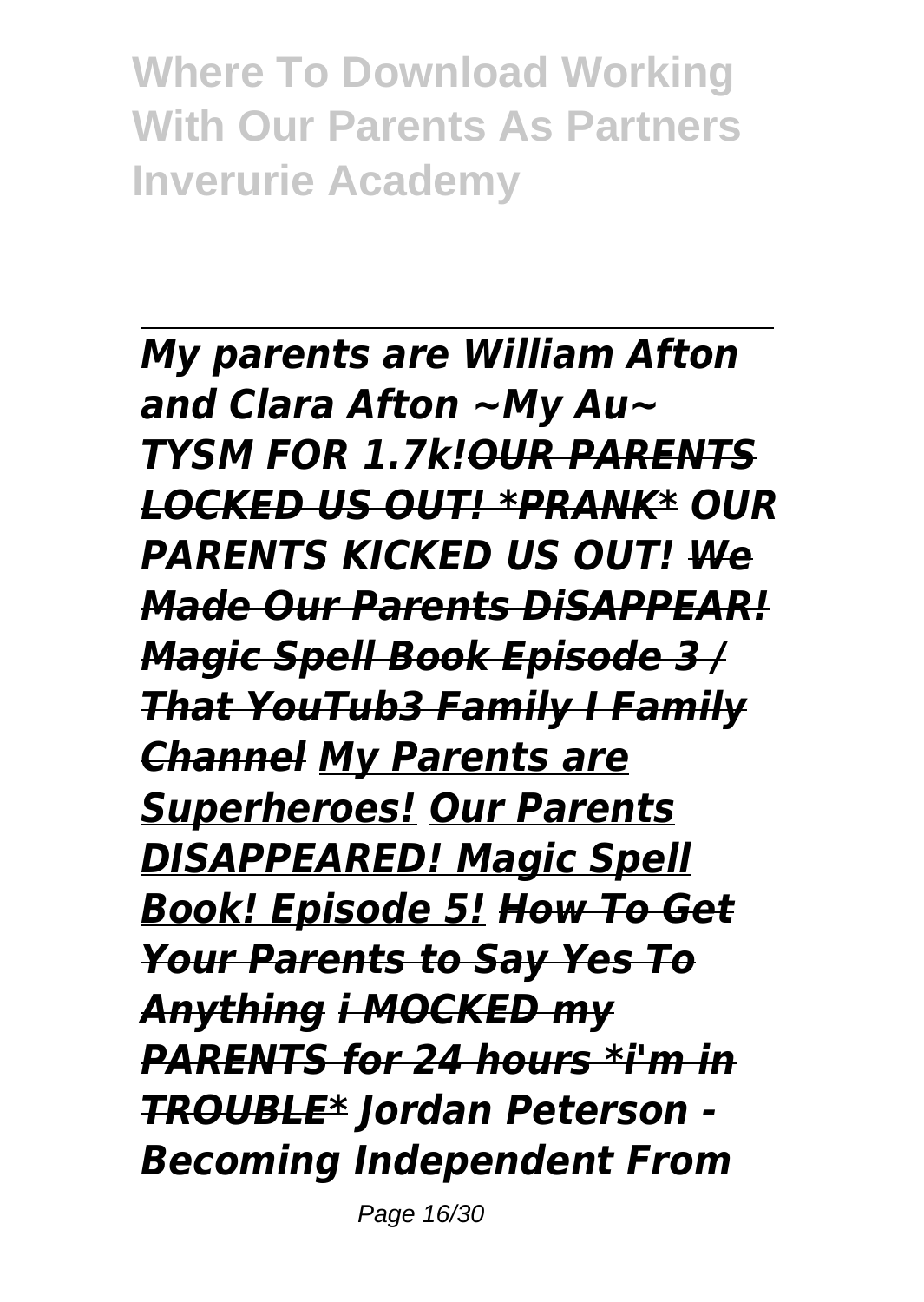**Where To Download Working With Our Parents As Partners Inverurie Academy**

---

***My parents are William Afton and Clara Afton ~My Au~ TYSM FOR 1.7k!OUR PARENTS LOCKED US OUT! *PRANK* OUR PARENTS KICKED US OUT! We Made Our Parents DiSAPPEAR! Magic Spell Book Episode 3 / That YouTub3 Family I Family Channel My Parents are Superheroes! Our Parents DISAPPEARED! Magic Spell Book! Episode 5! How To Get Your Parents to Say Yes To Anything i MOCKED my PARENTS for 24 hours *i'm in TROUBLE* Jordan Peterson - Becoming Independent From***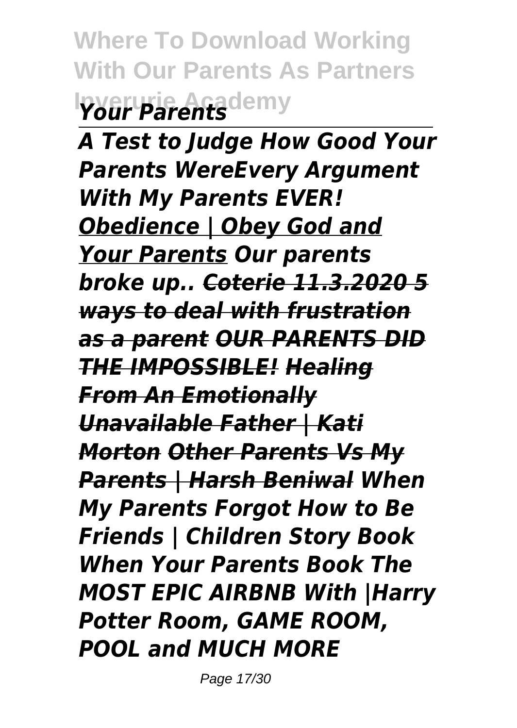***Your Parents***

---

***A Test to Judge How Good Your Parents WereEvery Argument With My Parents EVER!*** ***Obedience | Obey God and Your Parents*** ***Our parents broke up..*** ***~~Coterie 11.3.2020~~*** ***~~5 ways to deal with frustration as a parent~~*** ***~~OUR PARENTS DID THE IMPOSSIBLE!~~*** ***~~Healing From An Emotionally Unavailable Father | Kati Morton~~*** ***~~Other Parents Vs My Parents | Harsh Beniwal~~*** ***When My Parents Forgot How to Be Friends | Children Story Book When Your Parents Book The MOST EPIC AIRBNB With |Harry Potter Room, GAME ROOM, POOL and MUCH MORE***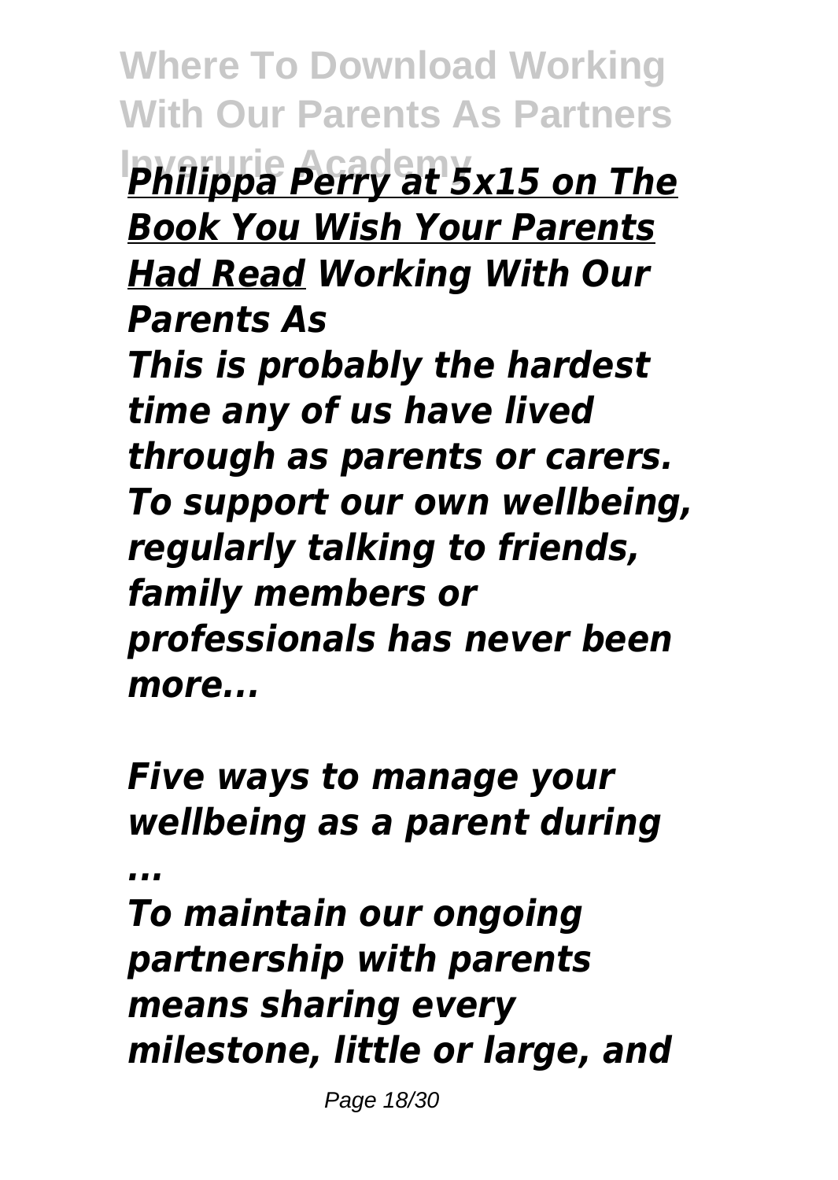***Philippa Perry at 5x15 on The Book You Wish Your Parents Had Read*** ***Working With Our Parents As***

***This is probably the hardest time any of us have lived through as parents or carers. To support our own wellbeing, regularly talking to friends, family members or professionals has never been more...***

***Five ways to manage your wellbeing as a parent during ...***

***To maintain our ongoing partnership with parents means sharing every milestone, little or large, and***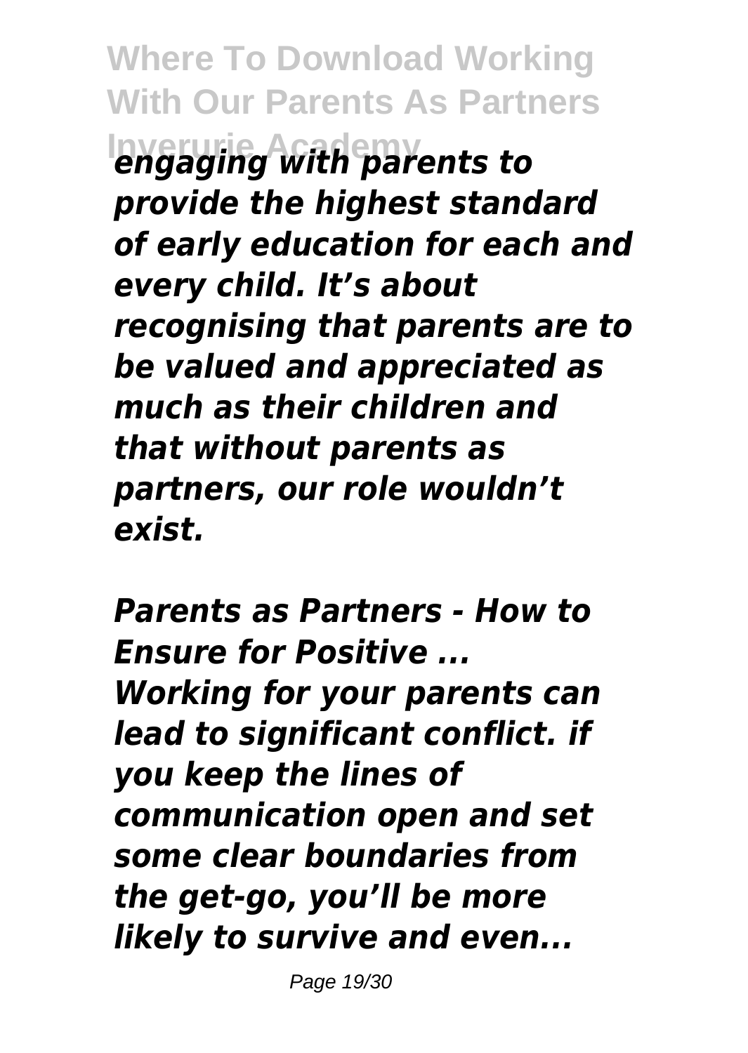*engaging with parents to provide the highest standard of early education for each and every child. It’s about recognising that parents are to be valued and appreciated as much as their children and that without parents as partners, our role wouldn’t exist.*

*Parents as Partners - How to Ensure for Positive ...*
*Working for your parents can lead to significant conflict. if you keep the lines of communication open and set some clear boundaries from the get-go, you’ll be more likely to survive and even...*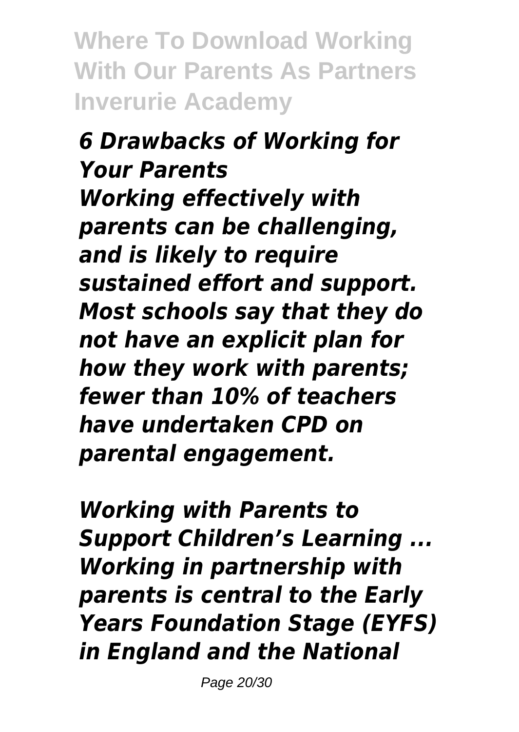*6 Drawbacks of Working for Your Parents*
*Working effectively with parents can be challenging, and is likely to require sustained effort and support. Most schools say that they do not have an explicit plan for how they work with parents; fewer than 10% of teachers have undertaken CPD on parental engagement.*

*Working with Parents to Support Children's Learning ...*
*Working in partnership with parents is central to the Early Years Foundation Stage (EYFS) in England and the National*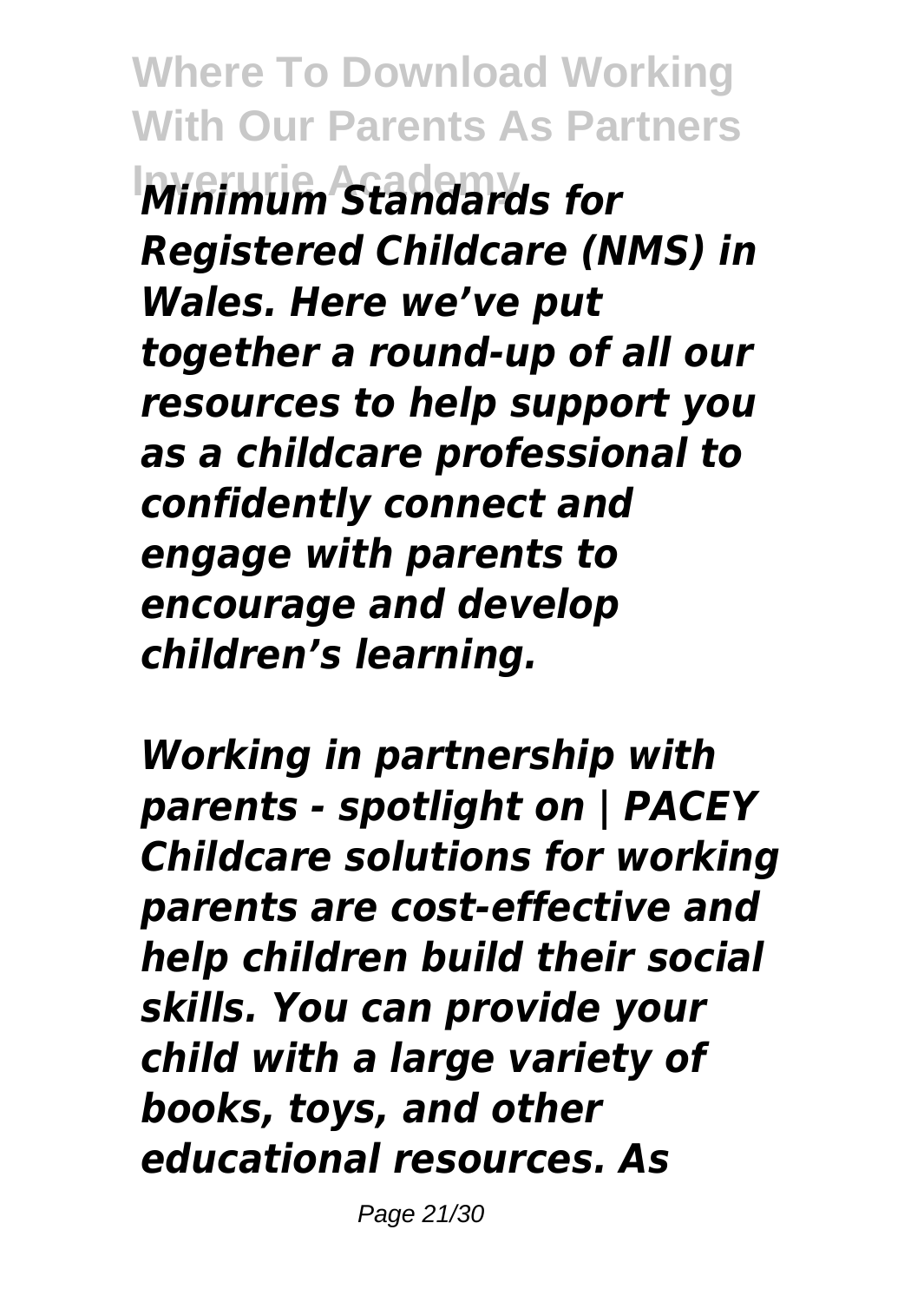*Minimum Standards for Registered Childcare (NMS) in Wales. Here we've put together a round-up of all our resources to help support you as a childcare professional to confidently connect and engage with parents to encourage and develop children's learning.*

***Working in partnership with parents - spotlight on | PACEY***
***Childcare solutions for working parents are cost-effective and help children build their social skills. You can provide your child with a large variety of books, toys, and other educational resources. As***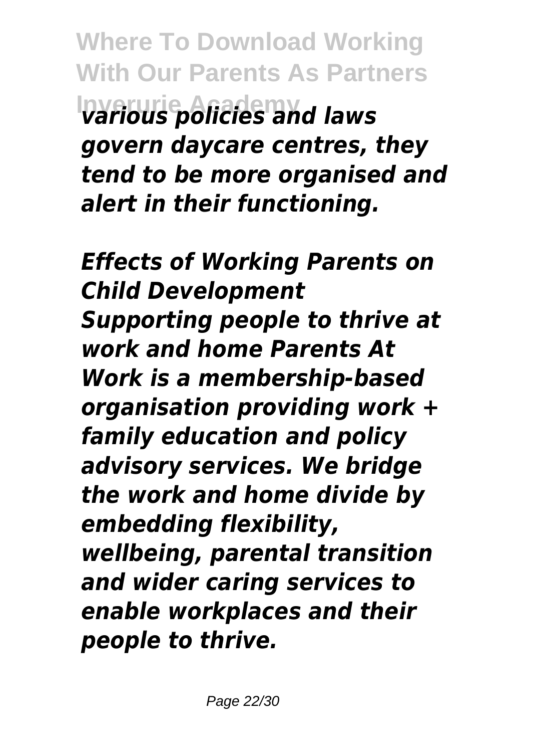*various policies and laws govern daycare centres, they tend to be more organised and alert in their functioning.*

***Effects of Working Parents on Child Development***

*Supporting people to thrive at work and home Parents At Work is a membership-based organisation providing work + family education and policy advisory services. We bridge the work and home divide by embedding flexibility, wellbeing, parental transition and wider caring services to enable workplaces and their people to thrive.*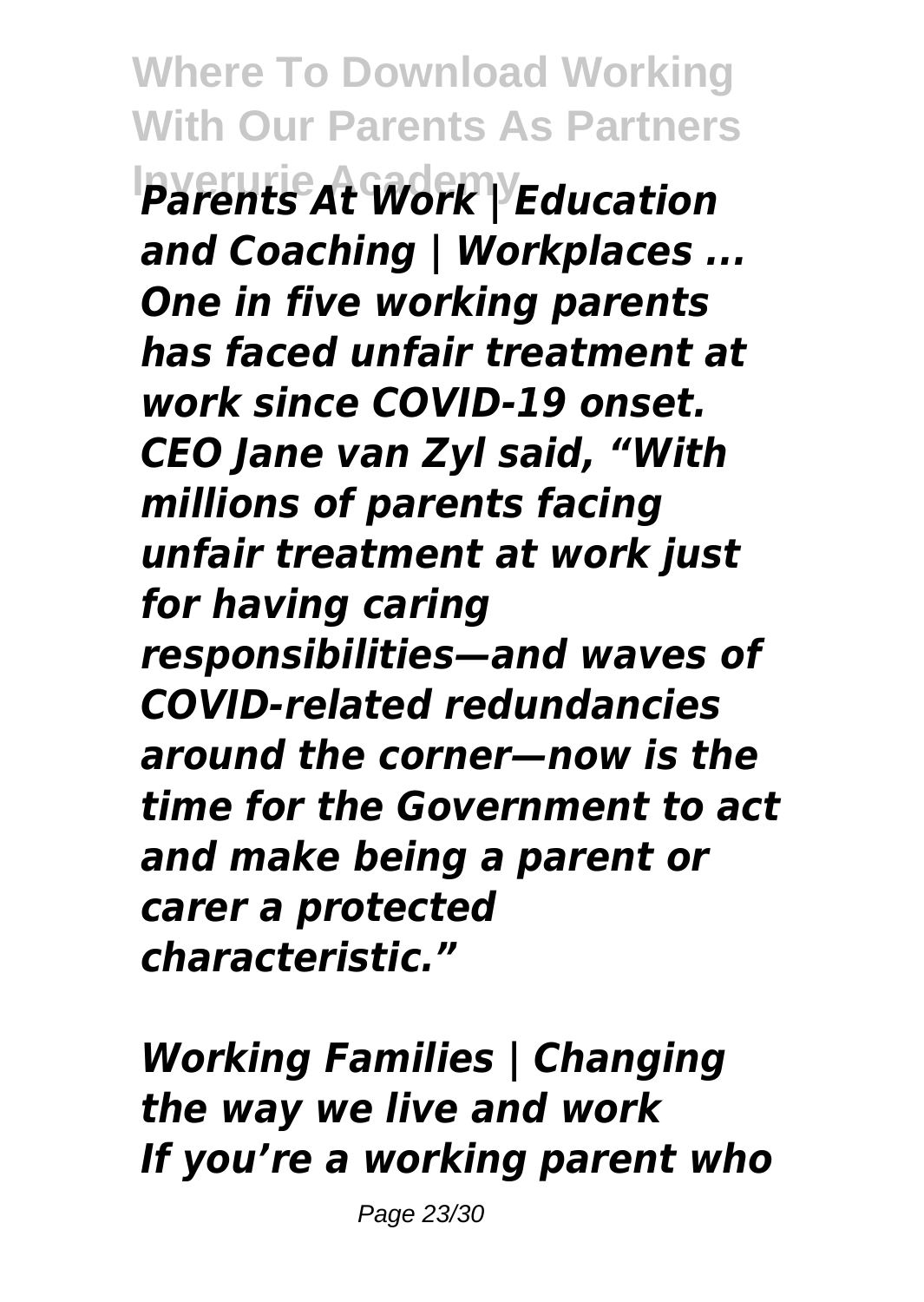*Parents At Work | Education and Coaching | Workplaces ...*
*One in five working parents has faced unfair treatment at work since COVID-19 onset. CEO Jane van Zyl said, "With millions of parents facing unfair treatment at work just for having caring responsibilities—and waves of COVID-related redundancies around the corner—now is the time for the Government to act and make being a parent or carer a protected characteristic."*

*Working Families | Changing the way we live and work*
*If you're a working parent who*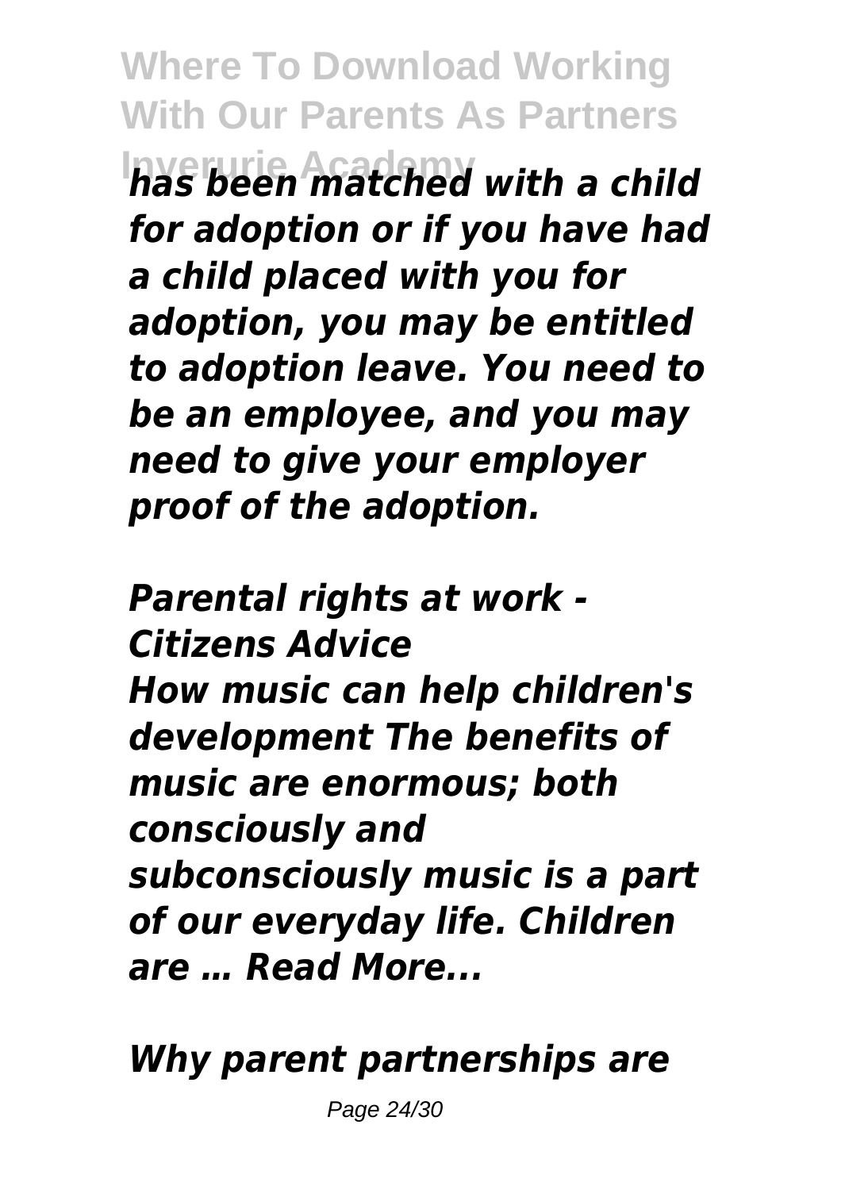*has been matched with a child for adoption or if you have had a child placed with you for adoption, you may be entitled to adoption leave. You need to be an employee, and you may need to give your employer proof of the adoption.*

***Parental rights at work - Citizens Advice***

***How music can help children's development The benefits of music are enormous; both consciously and subconsciously music is a part of our everyday life. Children are … Read More...***

***Why parent partnerships are***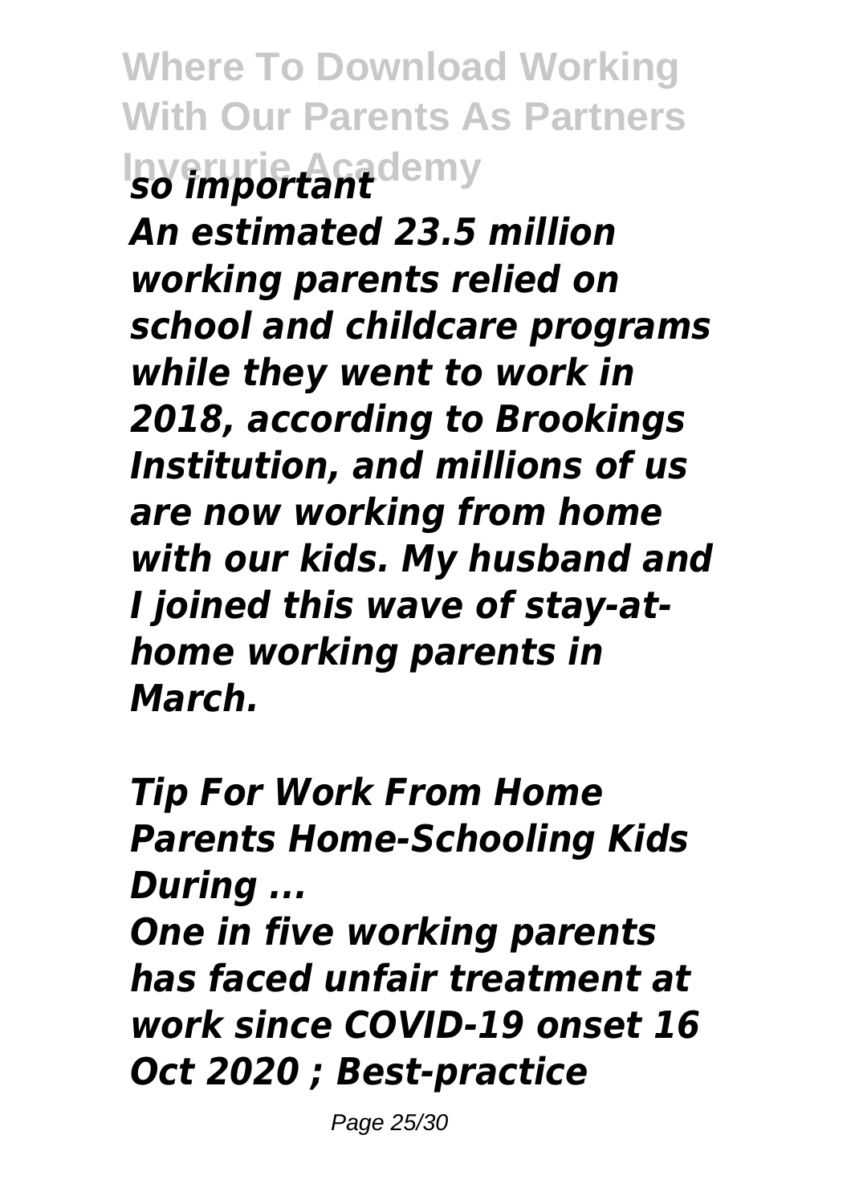*so important*

*An estimated 23.5 million working parents relied on school and childcare programs while they went to work in 2018, according to Brookings Institution, and millions of us are now working from home with our kids. My husband and I joined this wave of stay-at-home working parents in March.*

*Tip For Work From Home Parents Home-Schooling Kids During ...*

*One in five working parents has faced unfair treatment at work since COVID-19 onset 16 Oct 2020 ; Best-practice*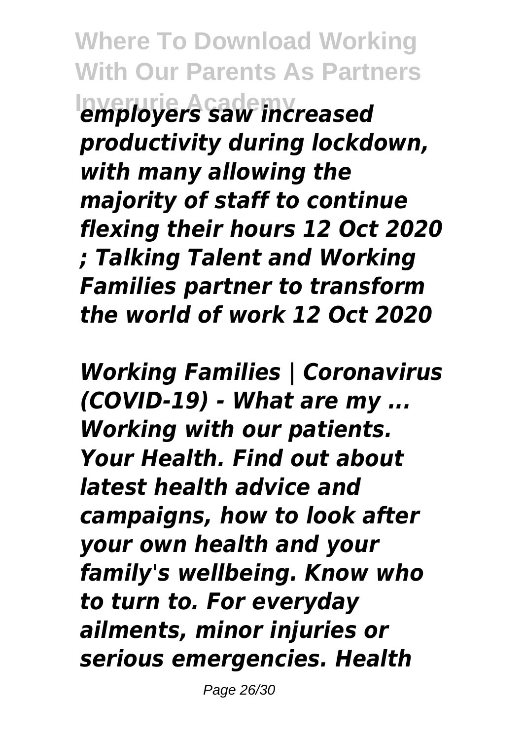*employers saw increased productivity during lockdown, with many allowing the majority of staff to continue flexing their hours 12 Oct 2020 ; Talking Talent and Working Families partner to transform the world of work 12 Oct 2020*

*Working Families | Coronavirus (COVID-19) - What are my ...*
*Working with our patients. Your Health. Find out about latest health advice and campaigns, how to look after your own health and your family's wellbeing. Know who to turn to. For everyday ailments, minor injuries or serious emergencies. Health*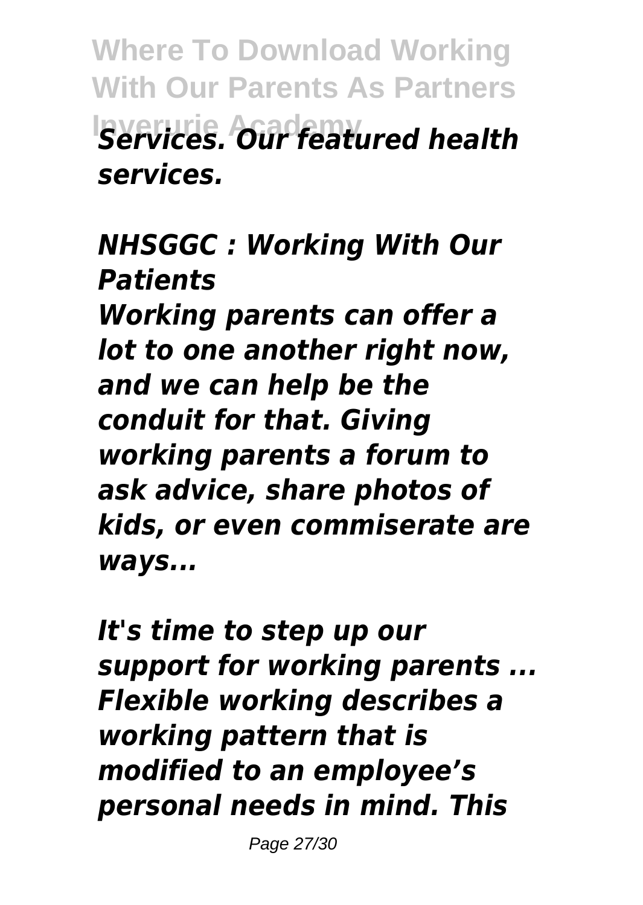*Services. Our featured health services.*

*NHSGGC : Working With Our Patients*

*Working parents can offer a lot to one another right now, and we can help be the conduit for that. Giving working parents a forum to ask advice, share photos of kids, or even commiserate are ways...*

*It's time to step up our support for working parents ...*

*Flexible working describes a working pattern that is modified to an employee's personal needs in mind. This*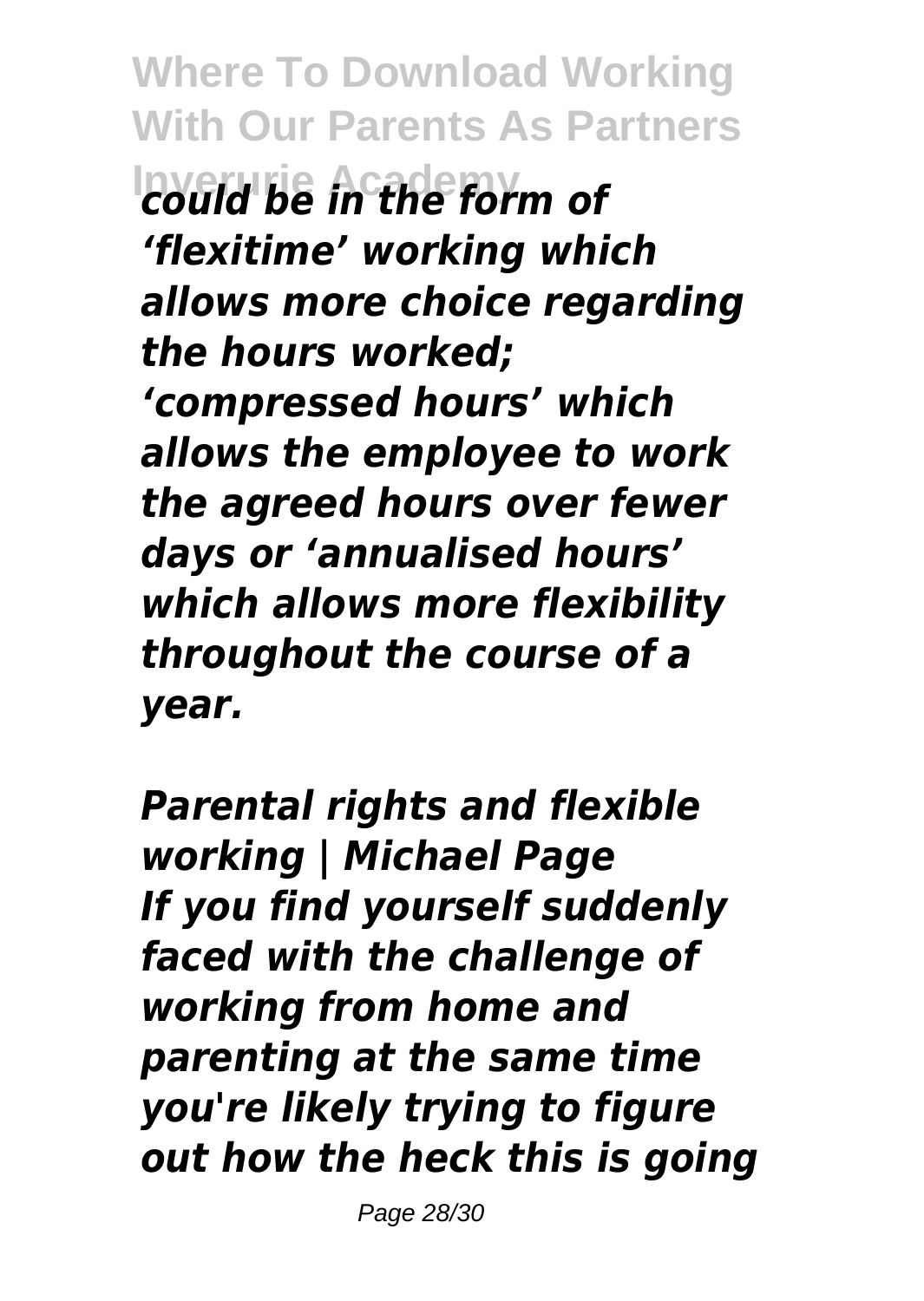*could be in the form of 'flexitime' working which allows more choice regarding the hours worked; 'compressed hours' which allows the employee to work the agreed hours over fewer days or 'annualised hours' which allows more flexibility throughout the course of a year.*

*Parental rights and flexible working | Michael Page*
*If you find yourself suddenly faced with the challenge of working from home and parenting at the same time you're likely trying to figure out how the heck this is going*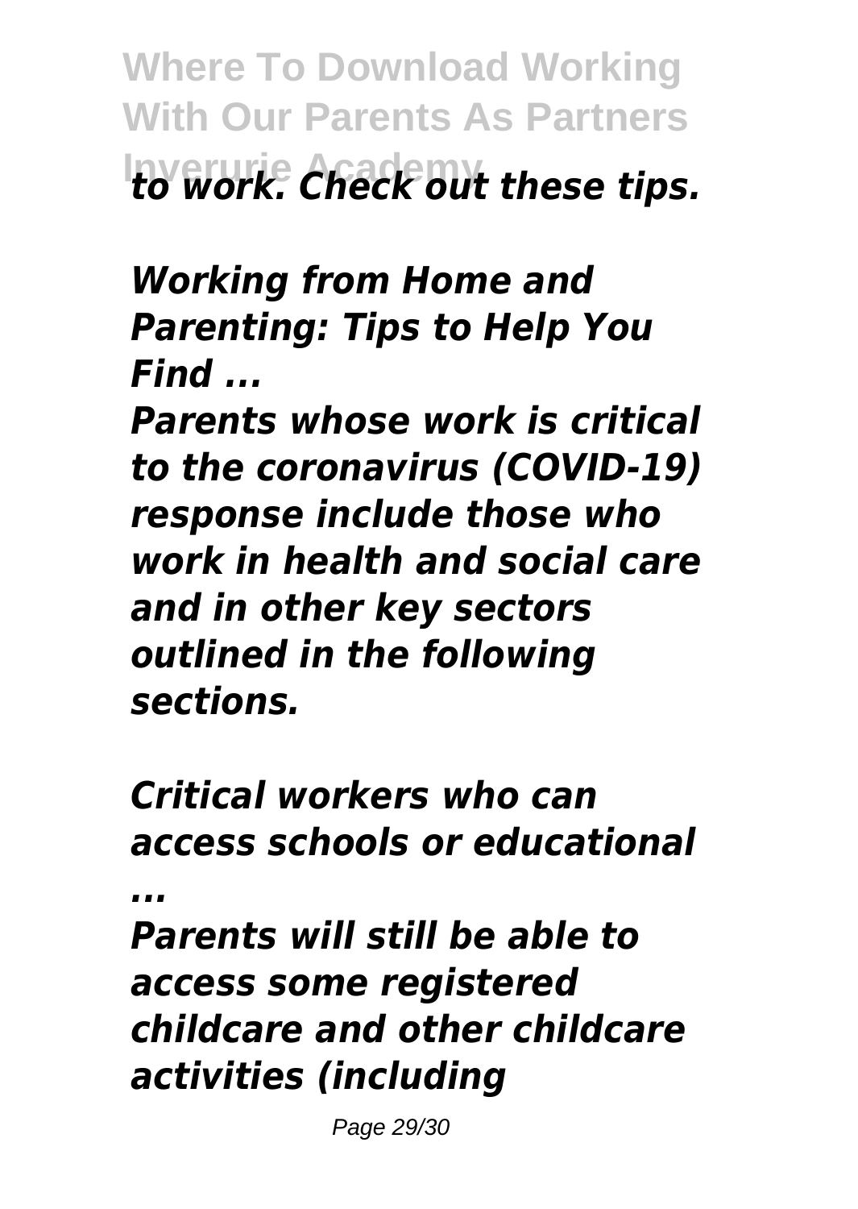*to work. Check out these tips.*

***Working from Home and Parenting: Tips to Help You Find ...***

***Parents whose work is critical to the coronavirus (COVID-19) response include those who work in health and social care and in other key sectors outlined in the following sections.***

***Critical workers who can access schools or educational ...***

***Parents will still be able to access some registered childcare and other childcare activities (including***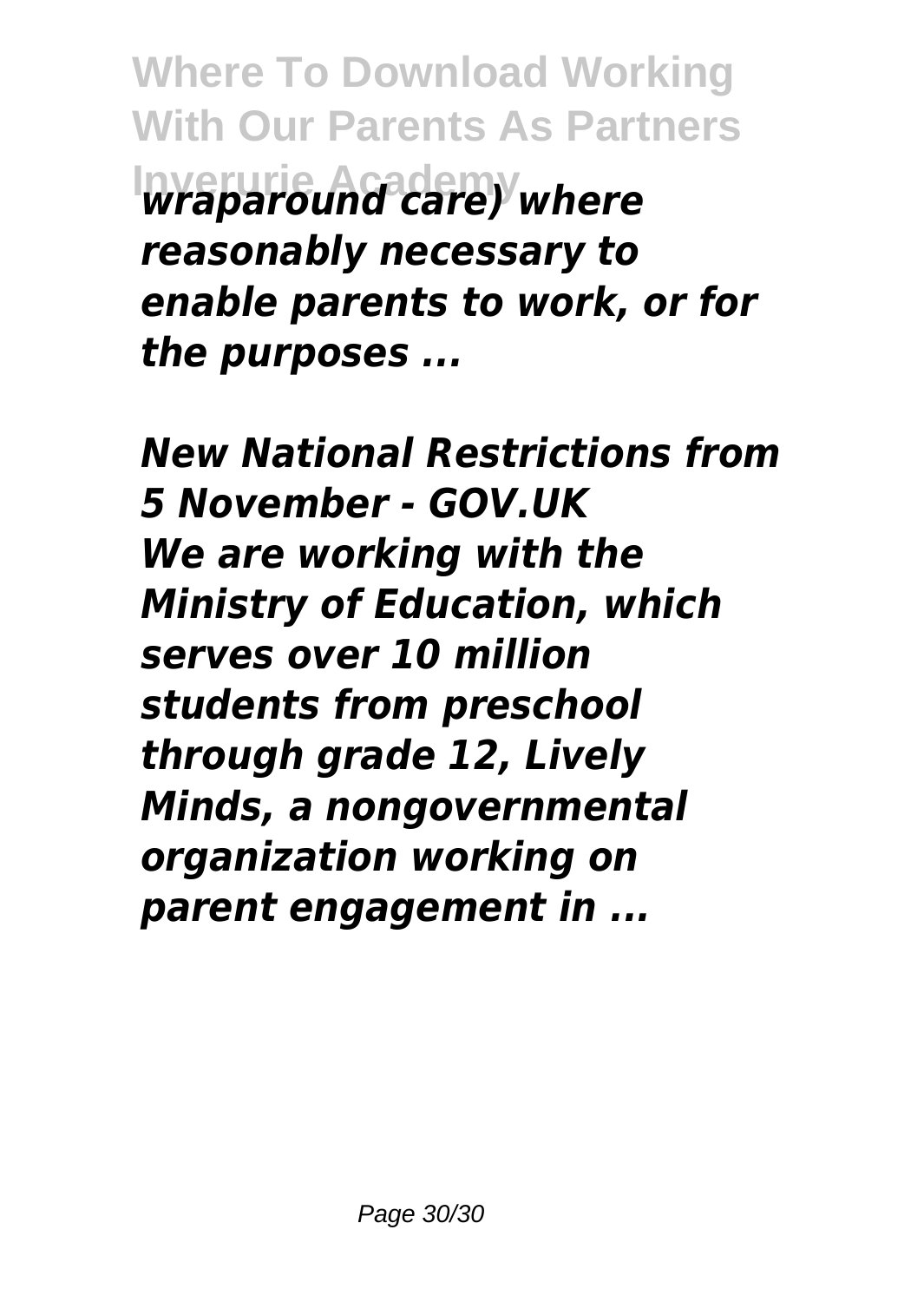*wraparound care) where reasonably necessary to enable parents to work, or for the purposes ...*

***New National Restrictions from 5 November - GOV.UK***

***We are working with the Ministry of Education, which serves over 10 million students from preschool through grade 12, Lively Minds, a nongovernmental organization working on parent engagement in ...***